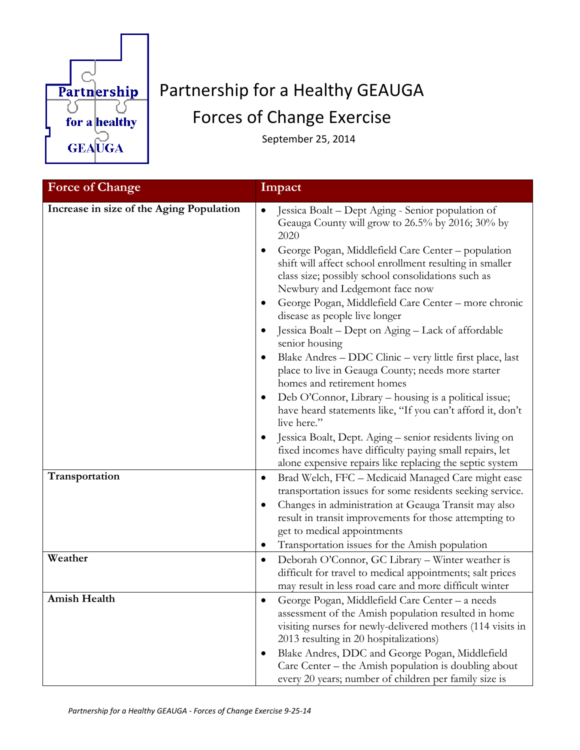# Partnership for a Healthy GEAUGA

## Forces of Change Exercise

September 25, 2014

| Force of Change | Impact |
| --- | --- |
| **Increase in size of the Aging Population** | • Jessica Boalt – Dept Aging - Senior population of Geauga County will grow to 26.5% by 2016; 30% by 2020<br>• George Pogan, Middlefield Care Center – population shift will affect school enrollment resulting in smaller class size; possibly school consolidations such as Newbury and Ledgemont face now<br>• George Pogan, Middlefield Care Center – more chronic disease as people live longer<br>• Jessica Boalt – Dept on Aging – Lack of affordable senior housing<br>• Blake Andres – DDC Clinic – very little first place, last place to live in Geauga County; needs more starter homes and retirement homes<br>• Deb O'Connor, Library – housing is a political issue; have heard statements like, "If you can't afford it, don't live here."<br>• Jessica Boalt, Dept. Aging – senior residents living on fixed incomes have difficulty paying small repairs, let alone expensive repairs like replacing the septic system |
| **Transportation** | • Brad Welch, FFC – Medicaid Managed Care might ease transportation issues for some residents seeking service.<br>• Changes in administration at Geauga Transit may also result in transit improvements for those attempting to get to medical appointments<br>• Transportation issues for the Amish population |
| **Weather** | • Deborah O'Connor, GC Library – Winter weather is difficult for travel to medical appointments; salt prices may result in less road care and more difficult winter |
| **Amish Health** | • George Pogan, Middlefield Care Center – a needs assessment of the Amish population resulted in home visiting nurses for newly-delivered mothers (114 visits in 2013 resulting in 20 hospitalizations)<br>• Blake Andres, DDC and George Pogan, Middlefield Care Center – the Amish population is doubling about every 20 years; number of children per family size is |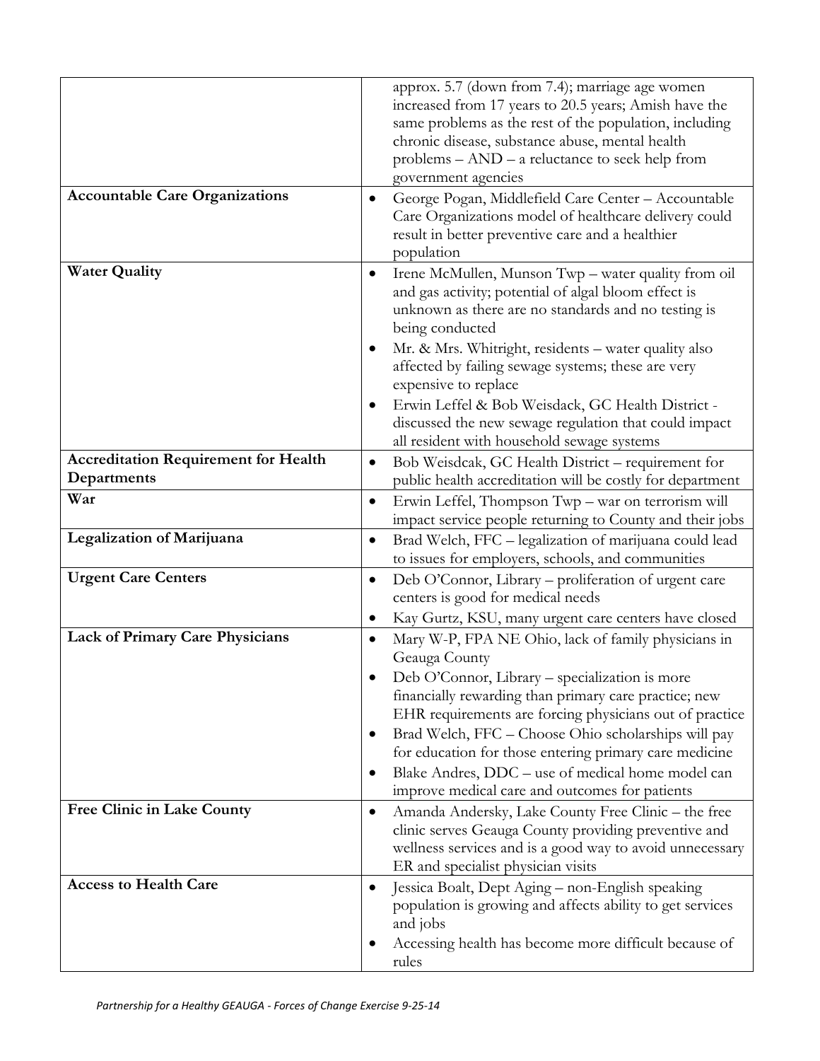| | |
|---|---|
| | approx. 5.7 (down from 7.4); marriage age women increased from 17 years to 20.5 years; Amish have the same problems as the rest of the population, including chronic disease, substance abuse, mental health problems – AND – a reluctance to seek help from government agencies |
| **Accountable Care Organizations** | • George Pogan, Middlefield Care Center – Accountable Care Organizations model of healthcare delivery could result in better preventive care and a healthier population |
| **Water Quality** | • Irene McMullen, Munson Twp – water quality from oil and gas activity; potential of algal bloom effect is unknown as there are no standards and no testing is being conducted<br>• Mr. & Mrs. Whitright, residents – water quality also affected by failing sewage systems; these are very expensive to replace<br>• Erwin Leffel & Bob Weisdack, GC Health District - discussed the new sewage regulation that could impact all resident with household sewage systems |
| **Accreditation Requirement for Health Departments** | • Bob Weisdcak, GC Health District – requirement for public health accreditation will be costly for department |
| **War** | • Erwin Leffel, Thompson Twp – war on terrorism will impact service people returning to County and their jobs |
| **Legalization of Marijuana** | • Brad Welch, FFC – legalization of marijuana could lead to issues for employers, schools, and communities |
| **Urgent Care Centers** | • Deb O'Connor, Library – proliferation of urgent care centers is good for medical needs<br>• Kay Gurtz, KSU, many urgent care centers have closed |
| **Lack of Primary Care Physicians** | • Mary W-P, FPA NE Ohio, lack of family physicians in Geauga County<br>• Deb O'Connor, Library – specialization is more financially rewarding than primary care practice; new EHR requirements are forcing physicians out of practice<br>• Brad Welch, FFC – Choose Ohio scholarships will pay for education for those entering primary care medicine<br>• Blake Andres, DDC – use of medical home model can improve medical care and outcomes for patients |
| **Free Clinic in Lake County** | • Amanda Andersky, Lake County Free Clinic – the free clinic serves Geauga County providing preventive and wellness services and is a good way to avoid unnecessary ER and specialist physician visits |
| **Access to Health Care** | • Jessica Boalt, Dept Aging – non-English speaking population is growing and affects ability to get services and jobs<br>• Accessing health has become more difficult because of rules |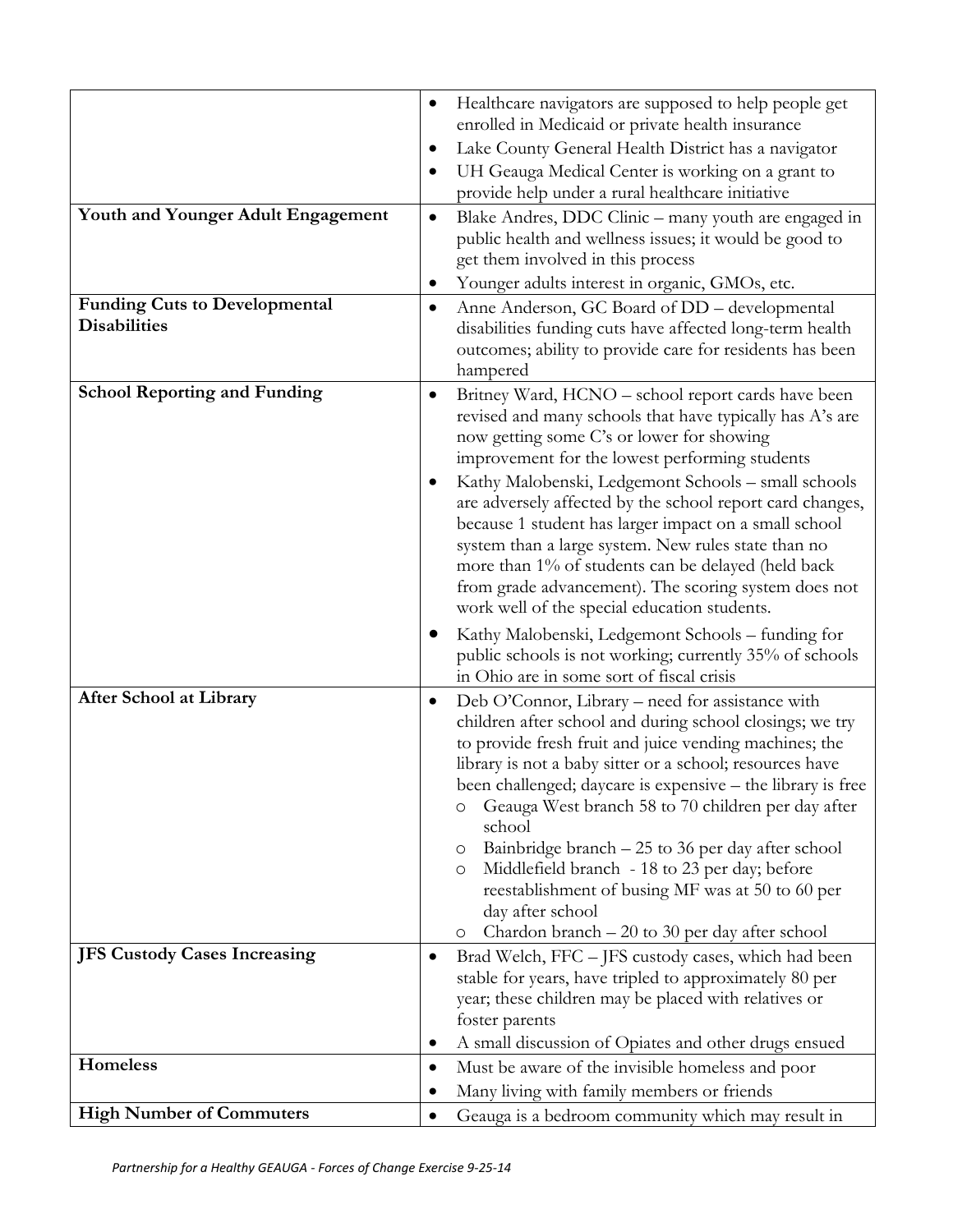| | |
|---|---|
| | • Healthcare navigators are supposed to help people get enrolled in Medicaid or private health insurance<br>• Lake County General Health District has a navigator<br>• UH Geauga Medical Center is working on a grant to provide help under a rural healthcare initiative |
| **Youth and Younger Adult Engagement** | • Blake Andres, DDC Clinic – many youth are engaged in public health and wellness issues; it would be good to get them involved in this process<br>• Younger adults interest in organic, GMOs, etc. |
| **Funding Cuts to Developmental Disabilities** | • Anne Anderson, GC Board of DD – developmental disabilities funding cuts have affected long-term health outcomes; ability to provide care for residents has been hampered |
| **School Reporting and Funding** | • Britney Ward, HCNO – school report cards have been revised and many schools that have typically has A's are now getting some C's or lower for showing improvement for the lowest performing students<br>• Kathy Malobenski, Ledgemont Schools – small schools are adversely affected by the school report card changes, because 1 student has larger impact on a small school system than a large system. New rules state than no more than 1% of students can be delayed (held back from grade advancement). The scoring system does not work well of the special education students.<br>• Kathy Malobenski, Ledgemont Schools – funding for public schools is not working; currently 35% of schools in Ohio are in some sort of fiscal crisis |
| **After School at Library** | • Deb O'Connor, Library – need for assistance with children after school and during school closings; we try to provide fresh fruit and juice vending machines; the library is not a baby sitter or a school; resources have been challenged; daycare is expensive – the library is free<br>&nbsp;&nbsp;○ Geauga West branch 58 to 70 children per day after school<br>&nbsp;&nbsp;○ Bainbridge branch – 25 to 36 per day after school<br>&nbsp;&nbsp;○ Middlefield branch - 18 to 23 per day; before reestablishment of busing MF was at 50 to 60 per day after school<br>&nbsp;&nbsp;○ Chardon branch – 20 to 30 per day after school |
| **JFS Custody Cases Increasing** | • Brad Welch, FFC – JFS custody cases, which had been stable for years, have tripled to approximately 80 per year; these children may be placed with relatives or foster parents<br>• A small discussion of Opiates and other drugs ensued |
| **Homeless** | • Must be aware of the invisible homeless and poor<br>• Many living with family members or friends |
| **High Number of Commuters** | • Geauga is a bedroom community which may result in |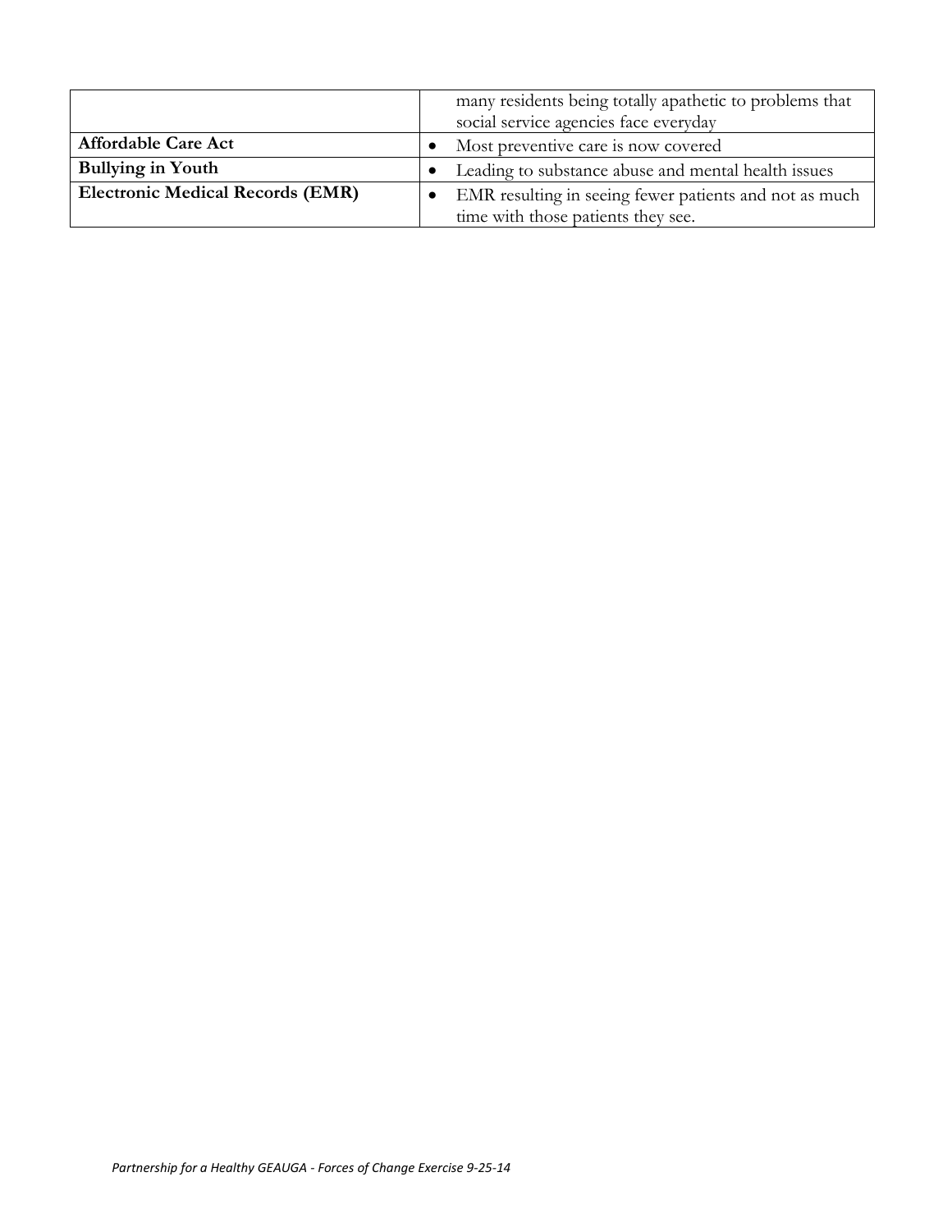| | |
|---|---|
| | many residents being totally apathetic to problems that social service agencies face everyday |
| **Affordable Care Act** | • Most preventive care is now covered |
| **Bullying in Youth** | • Leading to substance abuse and mental health issues |
| **Electronic Medical Records (EMR)** | • EMR resulting in seeing fewer patients and not as much time with those patients they see. |